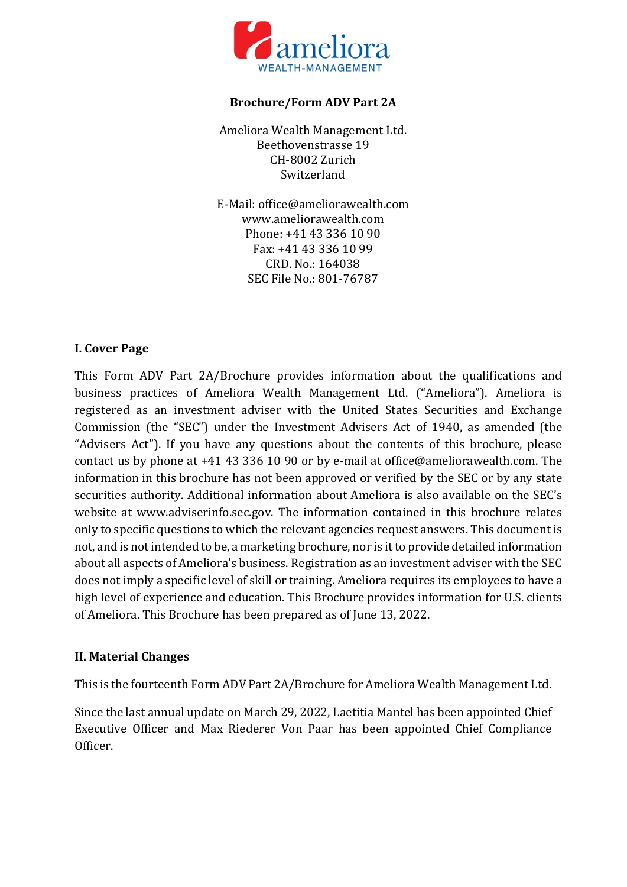ameliora
WEALTH-MANAGEMENT

**Brochure/Form ADV Part 2A**

Ameliora Wealth Management Ltd.
Beethovenstrasse 19
CH-8002 Zurich
Switzerland

E-Mail: office@ameliorawealth.com
www.ameliorawealth.com
Phone: +41 43 336 10 90
Fax: +41 43 336 10 99
CRD. No.: 164038
SEC File No.: 801-76787

## I. Cover Page

This Form ADV Part 2A/Brochure provides information about the qualifications and business practices of Ameliora Wealth Management Ltd. ("Ameliora"). Ameliora is registered as an investment adviser with the United States Securities and Exchange Commission (the "SEC") under the Investment Advisers Act of 1940, as amended (the "Advisers Act"). If you have any questions about the contents of this brochure, please contact us by phone at +41 43 336 10 90 or by e-mail at office@ameliorawealth.com. The information in this brochure has not been approved or verified by the SEC or by any state securities authority. Additional information about Ameliora is also available on the SEC's website at www.adviserinfo.sec.gov. The information contained in this brochure relates only to specific questions to which the relevant agencies request answers. This document is not, and is not intended to be, a marketing brochure, nor is it to provide detailed information about all aspects of Ameliora's business. Registration as an investment adviser with the SEC does not imply a specific level of skill or training. Ameliora requires its employees to have a high level of experience and education. This Brochure provides information for U.S. clients of Ameliora. This Brochure has been prepared as of June 13, 2022.

## II. Material Changes

This is the fourteenth Form ADV Part 2A/Brochure for Ameliora Wealth Management Ltd.

Since the last annual update on March 29, 2022, Laetitia Mantel has been appointed Chief Executive Officer and Max Riederer Von Paar has been appointed Chief Compliance Officer.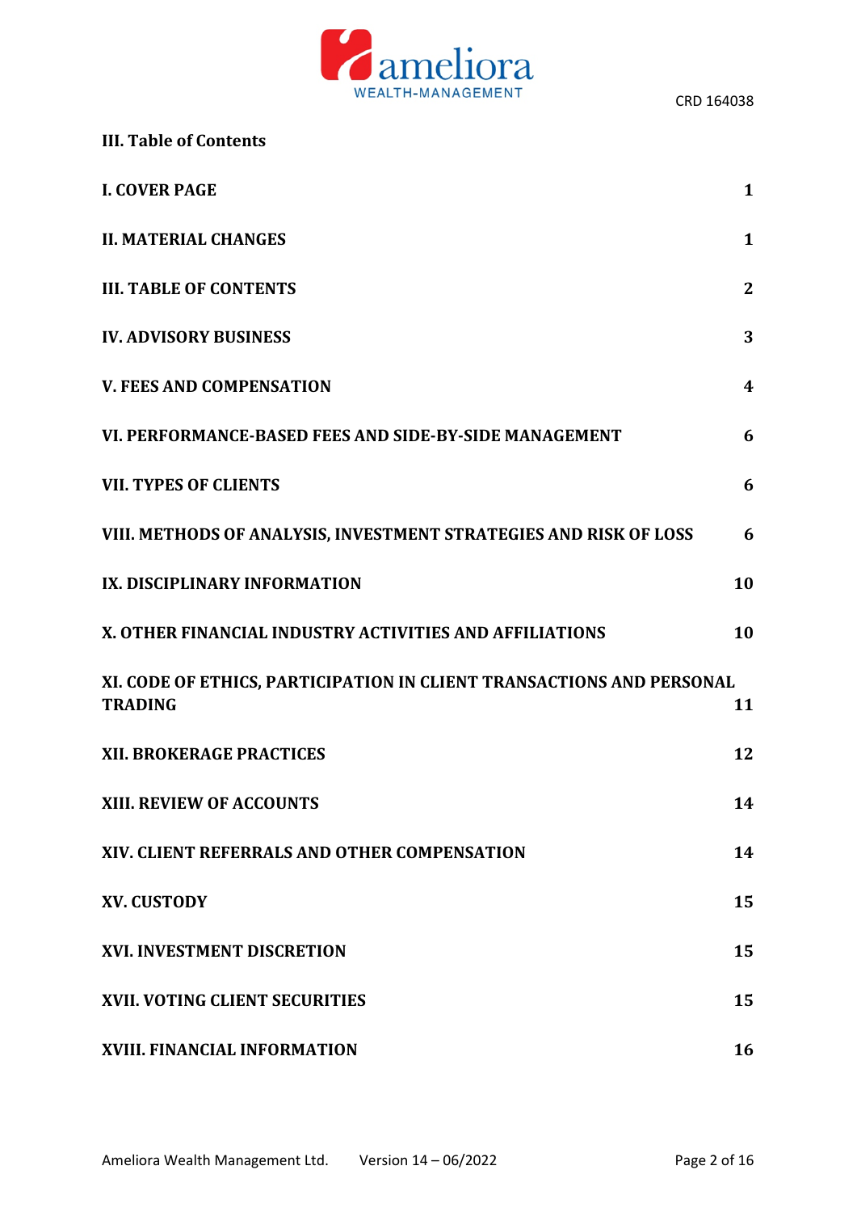## III. Table of Contents

| | |
|---|---|
| **I. COVER PAGE** | **1** |
| **II. MATERIAL CHANGES** | **1** |
| **III. TABLE OF CONTENTS** | **2** |
| **IV. ADVISORY BUSINESS** | **3** |
| **V. FEES AND COMPENSATION** | **4** |
| **VI. PERFORMANCE-BASED FEES AND SIDE-BY-SIDE MANAGEMENT** | **6** |
| **VII. TYPES OF CLIENTS** | **6** |
| **VIII. METHODS OF ANALYSIS, INVESTMENT STRATEGIES AND RISK OF LOSS** | **6** |
| **IX. DISCIPLINARY INFORMATION** | **10** |
| **X. OTHER FINANCIAL INDUSTRY ACTIVITIES AND AFFILIATIONS** | **10** |
| **XI. CODE OF ETHICS, PARTICIPATION IN CLIENT TRANSACTIONS AND PERSONAL TRADING** | **11** |
| **XII. BROKERAGE PRACTICES** | **12** |
| **XIII. REVIEW OF ACCOUNTS** | **14** |
| **XIV. CLIENT REFERRALS AND OTHER COMPENSATION** | **14** |
| **XV. CUSTODY** | **15** |
| **XVI. INVESTMENT DISCRETION** | **15** |
| **XVII. VOTING CLIENT SECURITIES** | **15** |
| **XVIII. FINANCIAL INFORMATION** | **16** |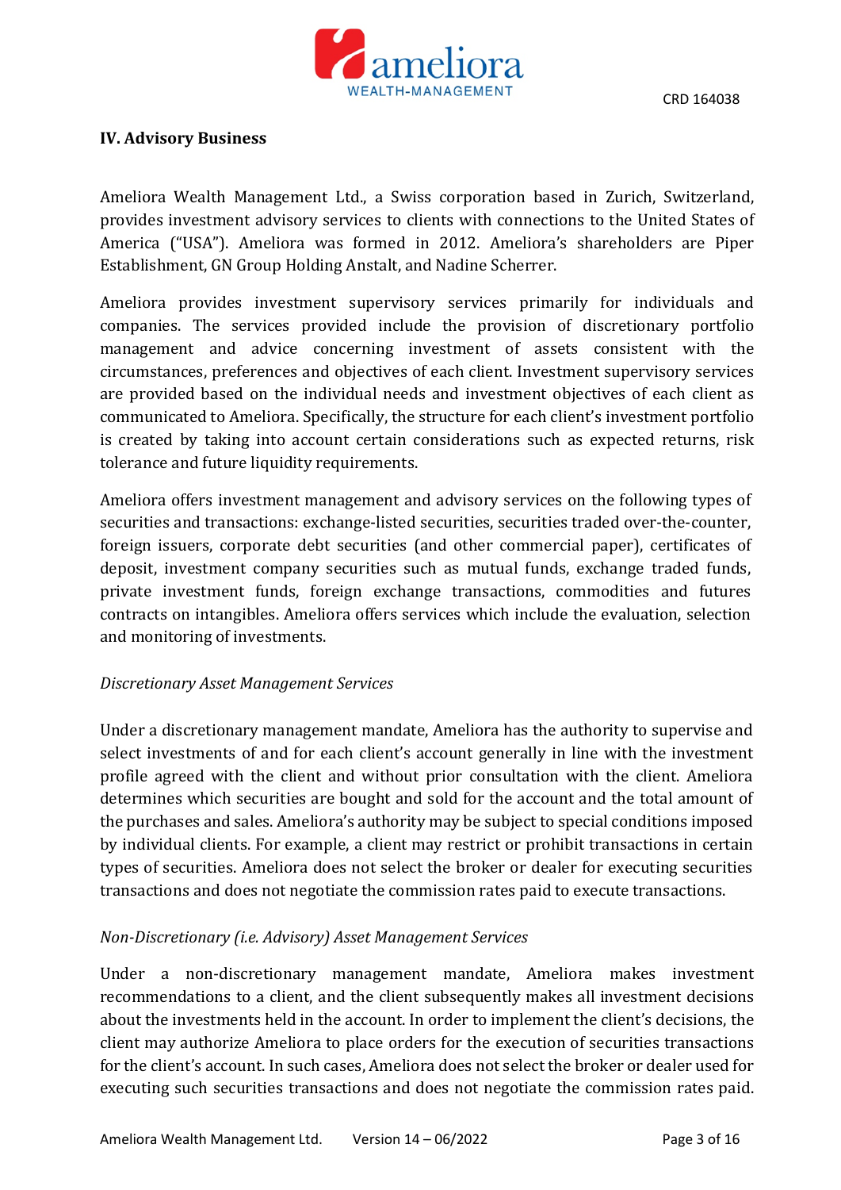## IV. Advisory Business

Ameliora Wealth Management Ltd., a Swiss corporation based in Zurich, Switzerland, provides investment advisory services to clients with connections to the United States of America ("USA"). Ameliora was formed in 2012. Ameliora's shareholders are Piper Establishment, GN Group Holding Anstalt, and Nadine Scherrer.

Ameliora provides investment supervisory services primarily for individuals and companies. The services provided include the provision of discretionary portfolio management and advice concerning investment of assets consistent with the circumstances, preferences and objectives of each client. Investment supervisory services are provided based on the individual needs and investment objectives of each client as communicated to Ameliora. Specifically, the structure for each client's investment portfolio is created by taking into account certain considerations such as expected returns, risk tolerance and future liquidity requirements.

Ameliora offers investment management and advisory services on the following types of securities and transactions: exchange-listed securities, securities traded over-the-counter, foreign issuers, corporate debt securities (and other commercial paper), certificates of deposit, investment company securities such as mutual funds, exchange traded funds, private investment funds, foreign exchange transactions, commodities and futures contracts on intangibles. Ameliora offers services which include the evaluation, selection and monitoring of investments.

*Discretionary Asset Management Services*

Under a discretionary management mandate, Ameliora has the authority to supervise and select investments of and for each client's account generally in line with the investment profile agreed with the client and without prior consultation with the client. Ameliora determines which securities are bought and sold for the account and the total amount of the purchases and sales. Ameliora's authority may be subject to special conditions imposed by individual clients. For example, a client may restrict or prohibit transactions in certain types of securities. Ameliora does not select the broker or dealer for executing securities transactions and does not negotiate the commission rates paid to execute transactions.

*Non-Discretionary (i.e. Advisory) Asset Management Services*

Under a non-discretionary management mandate, Ameliora makes investment recommendations to a client, and the client subsequently makes all investment decisions about the investments held in the account. In order to implement the client's decisions, the client may authorize Ameliora to place orders for the execution of securities transactions for the client's account. In such cases, Ameliora does not select the broker or dealer used for executing such securities transactions and does not negotiate the commission rates paid.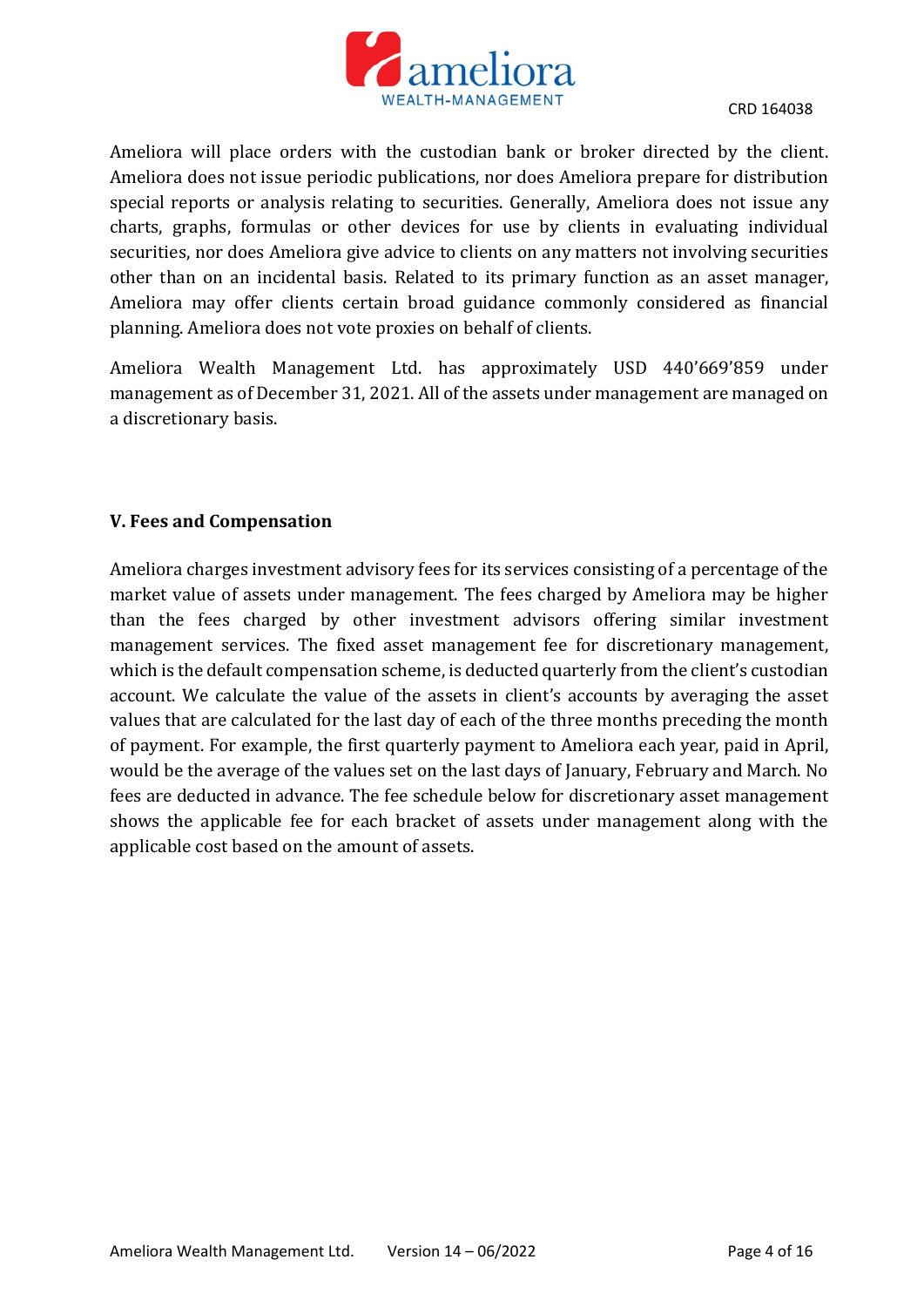Ameliora will place orders with the custodian bank or broker directed by the client. Ameliora does not issue periodic publications, nor does Ameliora prepare for distribution special reports or analysis relating to securities. Generally, Ameliora does not issue any charts, graphs, formulas or other devices for use by clients in evaluating individual securities, nor does Ameliora give advice to clients on any matters not involving securities other than on an incidental basis. Related to its primary function as an asset manager, Ameliora may offer clients certain broad guidance commonly considered as financial planning. Ameliora does not vote proxies on behalf of clients.

Ameliora Wealth Management Ltd. has approximately USD 440'669'859 under management as of December 31, 2021. All of the assets under management are managed on a discretionary basis.

## V. Fees and Compensation

Ameliora charges investment advisory fees for its services consisting of a percentage of the market value of assets under management. The fees charged by Ameliora may be higher than the fees charged by other investment advisors offering similar investment management services. The fixed asset management fee for discretionary management, which is the default compensation scheme, is deducted quarterly from the client's custodian account. We calculate the value of the assets in client's accounts by averaging the asset values that are calculated for the last day of each of the three months preceding the month of payment. For example, the first quarterly payment to Ameliora each year, paid in April, would be the average of the values set on the last days of January, February and March. No fees are deducted in advance. The fee schedule below for discretionary asset management shows the applicable fee for each bracket of assets under management along with the applicable cost based on the amount of assets.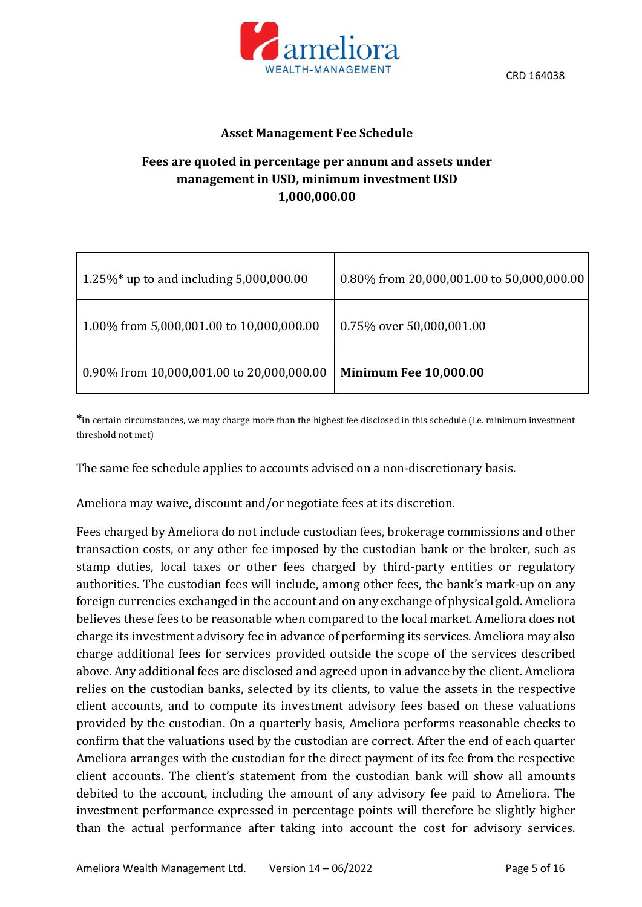CRD 164038

## Asset Management Fee Schedule

**Fees are quoted in percentage per annum and assets under management in USD, minimum investment USD 1,000,000.00**

| | |
|---|---|
| 1.25%* up to and including 5,000,000.00 | 0.80% from 20,000,001.00 to 50,000,000.00 |
| 1.00% from 5,000,001.00 to 10,000,000.00 | 0.75% over 50,000,001.00 |
| 0.90% from 10,000,001.00 to 20,000,000.00 | **Minimum Fee 10,000.00** |

*in certain circumstances, we may charge more than the highest fee disclosed in this schedule (i.e. minimum investment threshold not met)

The same fee schedule applies to accounts advised on a non-discretionary basis.

Ameliora may waive, discount and/or negotiate fees at its discretion.

Fees charged by Ameliora do not include custodian fees, brokerage commissions and other transaction costs, or any other fee imposed by the custodian bank or the broker, such as stamp duties, local taxes or other fees charged by third-party entities or regulatory authorities. The custodian fees will include, among other fees, the bank's mark-up on any foreign currencies exchanged in the account and on any exchange of physical gold. Ameliora believes these fees to be reasonable when compared to the local market. Ameliora does not charge its investment advisory fee in advance of performing its services. Ameliora may also charge additional fees for services provided outside the scope of the services described above. Any additional fees are disclosed and agreed upon in advance by the client. Ameliora relies on the custodian banks, selected by its clients, to value the assets in the respective client accounts, and to compute its investment advisory fees based on these valuations provided by the custodian. On a quarterly basis, Ameliora performs reasonable checks to confirm that the valuations used by the custodian are correct. After the end of each quarter Ameliora arranges with the custodian for the direct payment of its fee from the respective client accounts. The client's statement from the custodian bank will show all amounts debited to the account, including the amount of any advisory fee paid to Ameliora. The investment performance expressed in percentage points will therefore be slightly higher than the actual performance after taking into account the cost for advisory services.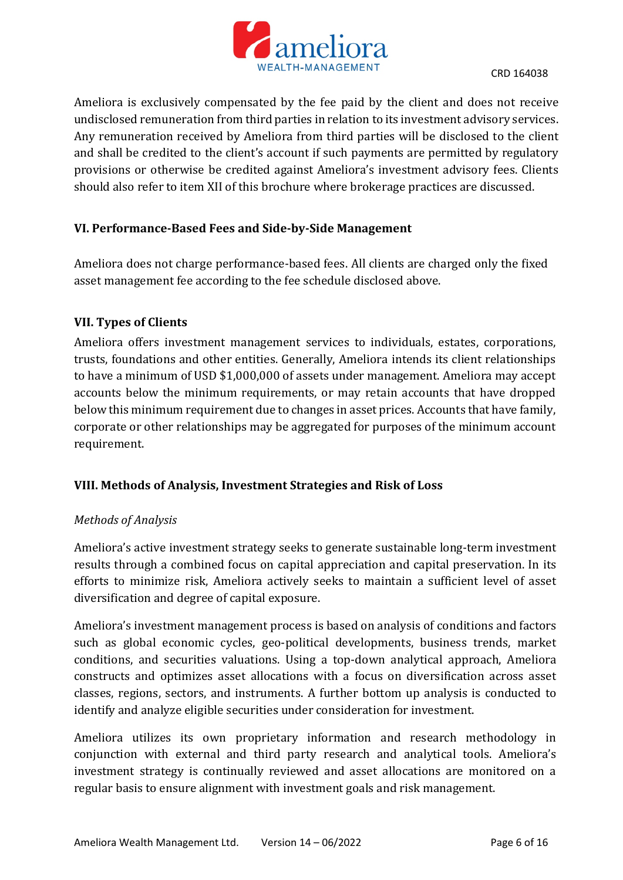Ameliora is exclusively compensated by the fee paid by the client and does not receive undisclosed remuneration from third parties in relation to its investment advisory services. Any remuneration received by Ameliora from third parties will be disclosed to the client and shall be credited to the client's account if such payments are permitted by regulatory provisions or otherwise be credited against Ameliora's investment advisory fees. Clients should also refer to item XII of this brochure where brokerage practices are discussed.

## VI. Performance-Based Fees and Side-by-Side Management

Ameliora does not charge performance-based fees. All clients are charged only the fixed asset management fee according to the fee schedule disclosed above.

## VII. Types of Clients

Ameliora offers investment management services to individuals, estates, corporations, trusts, foundations and other entities. Generally, Ameliora intends its client relationships to have a minimum of USD $1,000,000 of assets under management. Ameliora may accept accounts below the minimum requirements, or may retain accounts that have dropped below this minimum requirement due to changes in asset prices. Accounts that have family, corporate or other relationships may be aggregated for purposes of the minimum account requirement.

## VIII. Methods of Analysis, Investment Strategies and Risk of Loss

*Methods of Analysis*

Ameliora's active investment strategy seeks to generate sustainable long-term investment results through a combined focus on capital appreciation and capital preservation. In its efforts to minimize risk, Ameliora actively seeks to maintain a sufficient level of asset diversification and degree of capital exposure.

Ameliora's investment management process is based on analysis of conditions and factors such as global economic cycles, geo-political developments, business trends, market conditions, and securities valuations. Using a top-down analytical approach, Ameliora constructs and optimizes asset allocations with a focus on diversification across asset classes, regions, sectors, and instruments. A further bottom up analysis is conducted to identify and analyze eligible securities under consideration for investment.

Ameliora utilizes its own proprietary information and research methodology in conjunction with external and third party research and analytical tools. Ameliora's investment strategy is continually reviewed and asset allocations are monitored on a regular basis to ensure alignment with investment goals and risk management.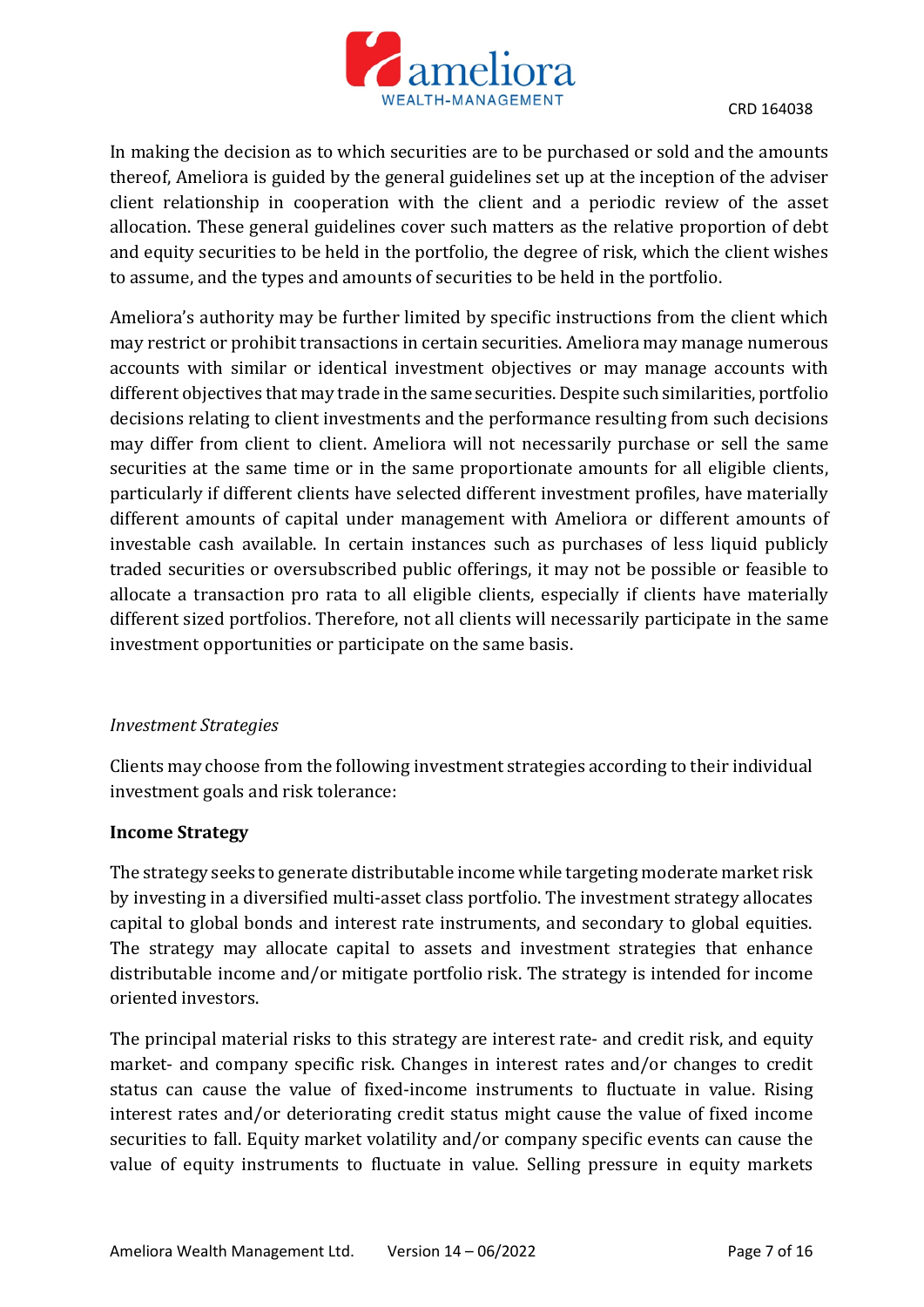In making the decision as to which securities are to be purchased or sold and the amounts thereof, Ameliora is guided by the general guidelines set up at the inception of the adviser client relationship in cooperation with the client and a periodic review of the asset allocation. These general guidelines cover such matters as the relative proportion of debt and equity securities to be held in the portfolio, the degree of risk, which the client wishes to assume, and the types and amounts of securities to be held in the portfolio.

Ameliora's authority may be further limited by specific instructions from the client which may restrict or prohibit transactions in certain securities. Ameliora may manage numerous accounts with similar or identical investment objectives or may manage accounts with different objectives that may trade in the same securities. Despite such similarities, portfolio decisions relating to client investments and the performance resulting from such decisions may differ from client to client. Ameliora will not necessarily purchase or sell the same securities at the same time or in the same proportionate amounts for all eligible clients, particularly if different clients have selected different investment profiles, have materially different amounts of capital under management with Ameliora or different amounts of investable cash available. In certain instances such as purchases of less liquid publicly traded securities or oversubscribed public offerings, it may not be possible or feasible to allocate a transaction pro rata to all eligible clients, especially if clients have materially different sized portfolios. Therefore, not all clients will necessarily participate in the same investment opportunities or participate on the same basis.

*Investment Strategies*

Clients may choose from the following investment strategies according to their individual investment goals and risk tolerance:

**Income Strategy**

The strategy seeks to generate distributable income while targeting moderate market risk by investing in a diversified multi-asset class portfolio. The investment strategy allocates capital to global bonds and interest rate instruments, and secondary to global equities. The strategy may allocate capital to assets and investment strategies that enhance distributable income and/or mitigate portfolio risk. The strategy is intended for income oriented investors.

The principal material risks to this strategy are interest rate- and credit risk, and equity market- and company specific risk. Changes in interest rates and/or changes to credit status can cause the value of fixed-income instruments to fluctuate in value. Rising interest rates and/or deteriorating credit status might cause the value of fixed income securities to fall. Equity market volatility and/or company specific events can cause the value of equity instruments to fluctuate in value. Selling pressure in equity markets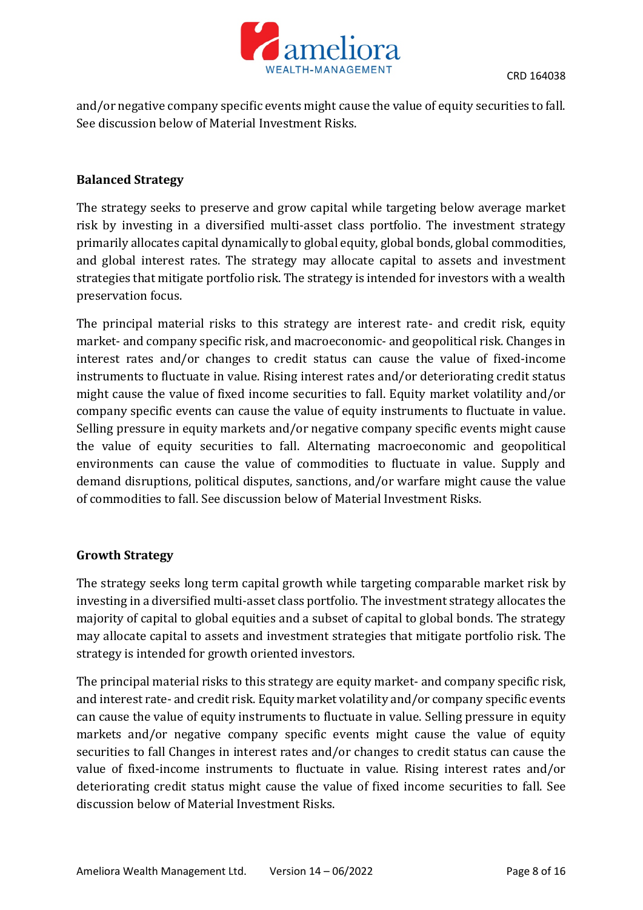and/or negative company specific events might cause the value of equity securities to fall. See discussion below of Material Investment Risks.

### Balanced Strategy

The strategy seeks to preserve and grow capital while targeting below average market risk by investing in a diversified multi-asset class portfolio. The investment strategy primarily allocates capital dynamically to global equity, global bonds, global commodities, and global interest rates. The strategy may allocate capital to assets and investment strategies that mitigate portfolio risk. The strategy is intended for investors with a wealth preservation focus.

The principal material risks to this strategy are interest rate- and credit risk, equity market- and company specific risk, and macroeconomic- and geopolitical risk. Changes in interest rates and/or changes to credit status can cause the value of fixed-income instruments to fluctuate in value. Rising interest rates and/or deteriorating credit status might cause the value of fixed income securities to fall. Equity market volatility and/or company specific events can cause the value of equity instruments to fluctuate in value. Selling pressure in equity markets and/or negative company specific events might cause the value of equity securities to fall. Alternating macroeconomic and geopolitical environments can cause the value of commodities to fluctuate in value. Supply and demand disruptions, political disputes, sanctions, and/or warfare might cause the value of commodities to fall. See discussion below of Material Investment Risks.

### Growth Strategy

The strategy seeks long term capital growth while targeting comparable market risk by investing in a diversified multi-asset class portfolio. The investment strategy allocates the majority of capital to global equities and a subset of capital to global bonds. The strategy may allocate capital to assets and investment strategies that mitigate portfolio risk. The strategy is intended for growth oriented investors.

The principal material risks to this strategy are equity market- and company specific risk, and interest rate- and credit risk. Equity market volatility and/or company specific events can cause the value of equity instruments to fluctuate in value. Selling pressure in equity markets and/or negative company specific events might cause the value of equity securities to fall Changes in interest rates and/or changes to credit status can cause the value of fixed-income instruments to fluctuate in value. Rising interest rates and/or deteriorating credit status might cause the value of fixed income securities to fall. See discussion below of Material Investment Risks.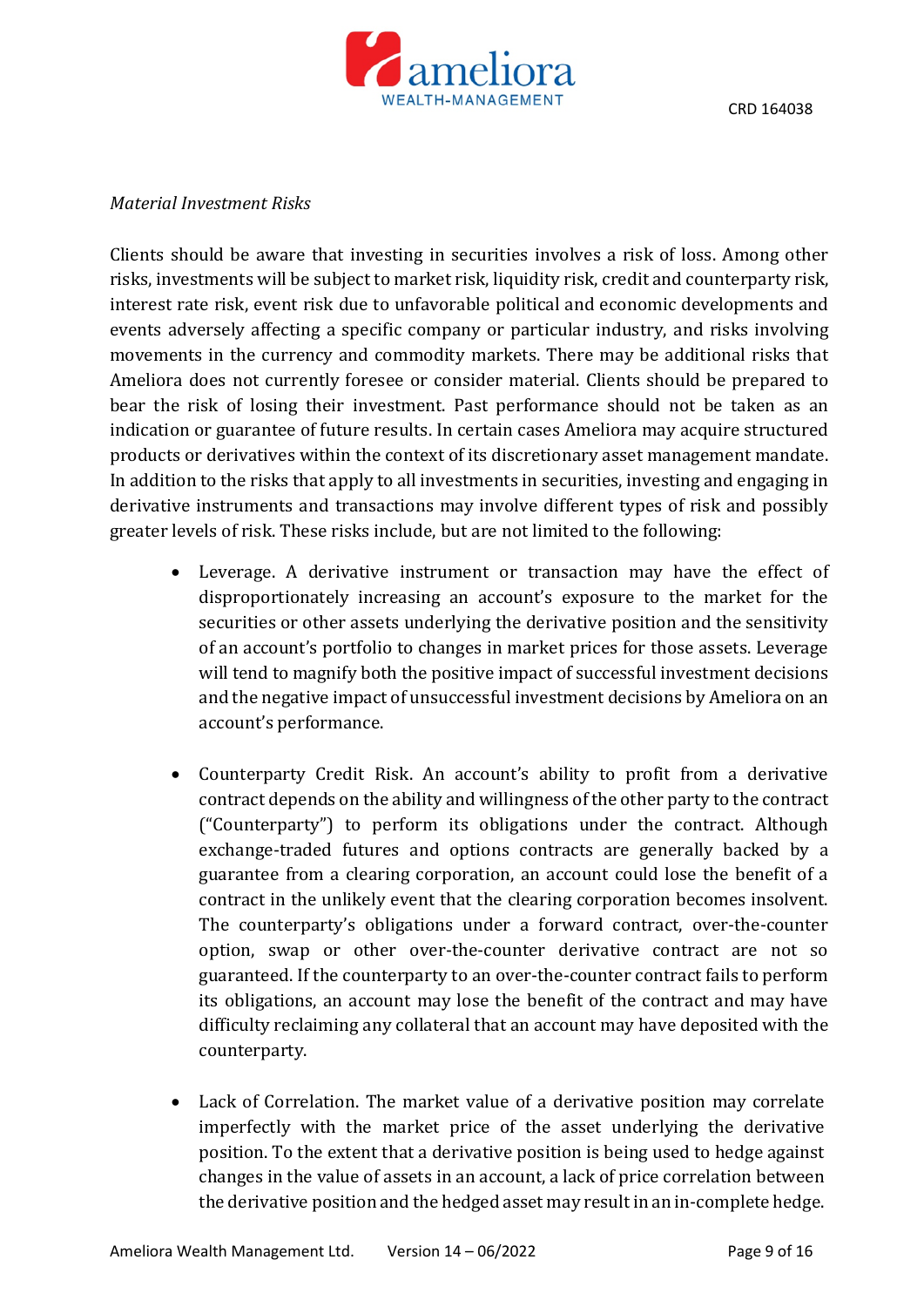*Material Investment Risks*

Clients should be aware that investing in securities involves a risk of loss. Among other risks, investments will be subject to market risk, liquidity risk, credit and counterparty risk, interest rate risk, event risk due to unfavorable political and economic developments and events adversely affecting a specific company or particular industry, and risks involving movements in the currency and commodity markets. There may be additional risks that Ameliora does not currently foresee or consider material. Clients should be prepared to bear the risk of losing their investment. Past performance should not be taken as an indication or guarantee of future results. In certain cases Ameliora may acquire structured products or derivatives within the context of its discretionary asset management mandate. In addition to the risks that apply to all investments in securities, investing and engaging in derivative instruments and transactions may involve different types of risk and possibly greater levels of risk. These risks include, but are not limited to the following:

- Leverage. A derivative instrument or transaction may have the effect of disproportionately increasing an account's exposure to the market for the securities or other assets underlying the derivative position and the sensitivity of an account's portfolio to changes in market prices for those assets. Leverage will tend to magnify both the positive impact of successful investment decisions and the negative impact of unsuccessful investment decisions by Ameliora on an account's performance.

- Counterparty Credit Risk. An account's ability to profit from a derivative contract depends on the ability and willingness of the other party to the contract ("Counterparty") to perform its obligations under the contract. Although exchange-traded futures and options contracts are generally backed by a guarantee from a clearing corporation, an account could lose the benefit of a contract in the unlikely event that the clearing corporation becomes insolvent. The counterparty's obligations under a forward contract, over-the-counter option, swap or other over-the-counter derivative contract are not so guaranteed. If the counterparty to an over-the-counter contract fails to perform its obligations, an account may lose the benefit of the contract and may have difficulty reclaiming any collateral that an account may have deposited with the counterparty.

- Lack of Correlation. The market value of a derivative position may correlate imperfectly with the market price of the asset underlying the derivative position. To the extent that a derivative position is being used to hedge against changes in the value of assets in an account, a lack of price correlation between the derivative position and the hedged asset may result in an in-complete hedge.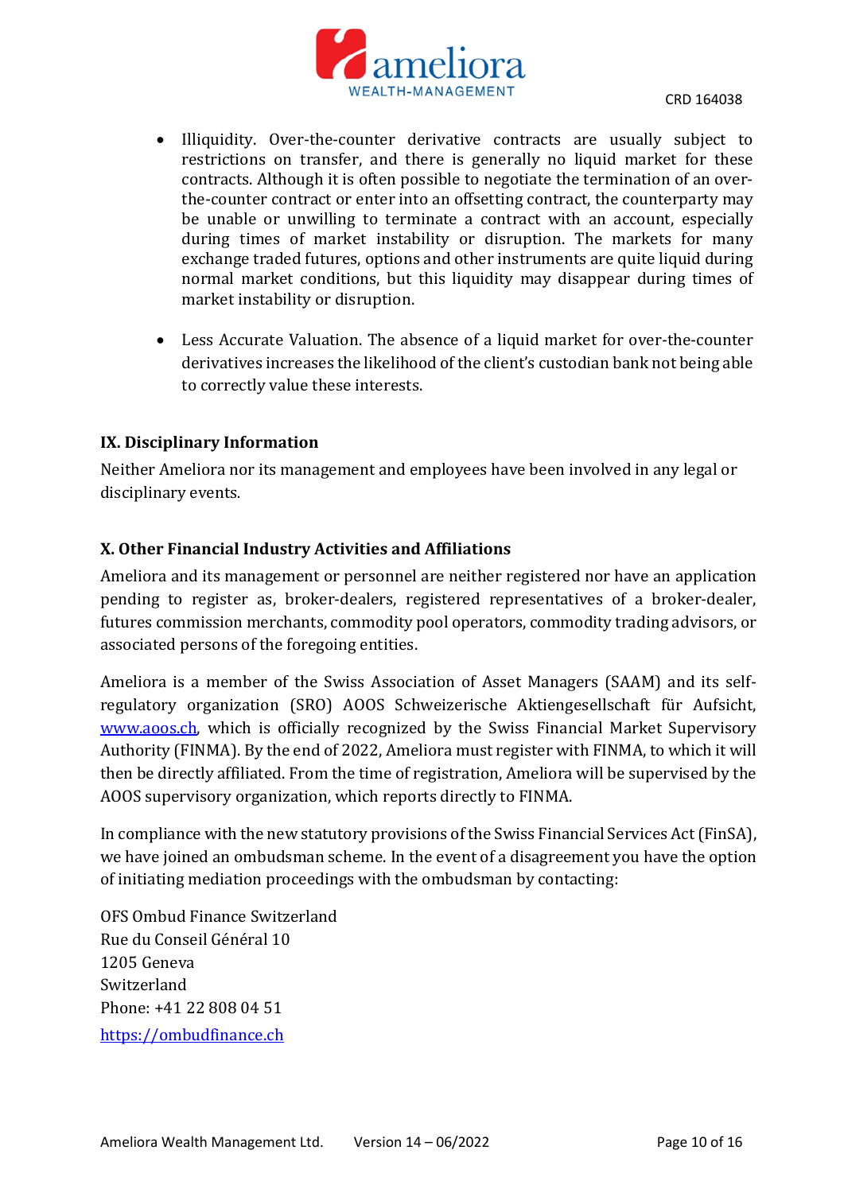- Illiquidity. Over-the-counter derivative contracts are usually subject to restrictions on transfer, and there is generally no liquid market for these contracts. Although it is often possible to negotiate the termination of an over-the-counter contract or enter into an offsetting contract, the counterparty may be unable or unwilling to terminate a contract with an account, especially during times of market instability or disruption. The markets for many exchange traded futures, options and other instruments are quite liquid during normal market conditions, but this liquidity may disappear during times of market instability or disruption.

- Less Accurate Valuation. The absence of a liquid market for over-the-counter derivatives increases the likelihood of the client's custodian bank not being able to correctly value these interests.

## IX. Disciplinary Information

Neither Ameliora nor its management and employees have been involved in any legal or disciplinary events.

## X. Other Financial Industry Activities and Affiliations

Ameliora and its management or personnel are neither registered nor have an application pending to register as, broker-dealers, registered representatives of a broker-dealer, futures commission merchants, commodity pool operators, commodity trading advisors, or associated persons of the foregoing entities.

Ameliora is a member of the Swiss Association of Asset Managers (SAAM) and its self-regulatory organization (SRO) AOOS Schweizerische Aktiengesellschaft für Aufsicht, [www.aoos.ch](http://www.aoos.ch), which is officially recognized by the Swiss Financial Market Supervisory Authority (FINMA). By the end of 2022, Ameliora must register with FINMA, to which it will then be directly affiliated. From the time of registration, Ameliora will be supervised by the AOOS supervisory organization, which reports directly to FINMA.

In compliance with the new statutory provisions of the Swiss Financial Services Act (FinSA), we have joined an ombudsman scheme. In the event of a disagreement you have the option of initiating mediation proceedings with the ombudsman by contacting:

OFS Ombud Finance Switzerland
Rue du Conseil Général 10
1205 Geneva
Switzerland
Phone: +41 22 808 04 51
[https://ombudfinance.ch](https://ombudfinance.ch)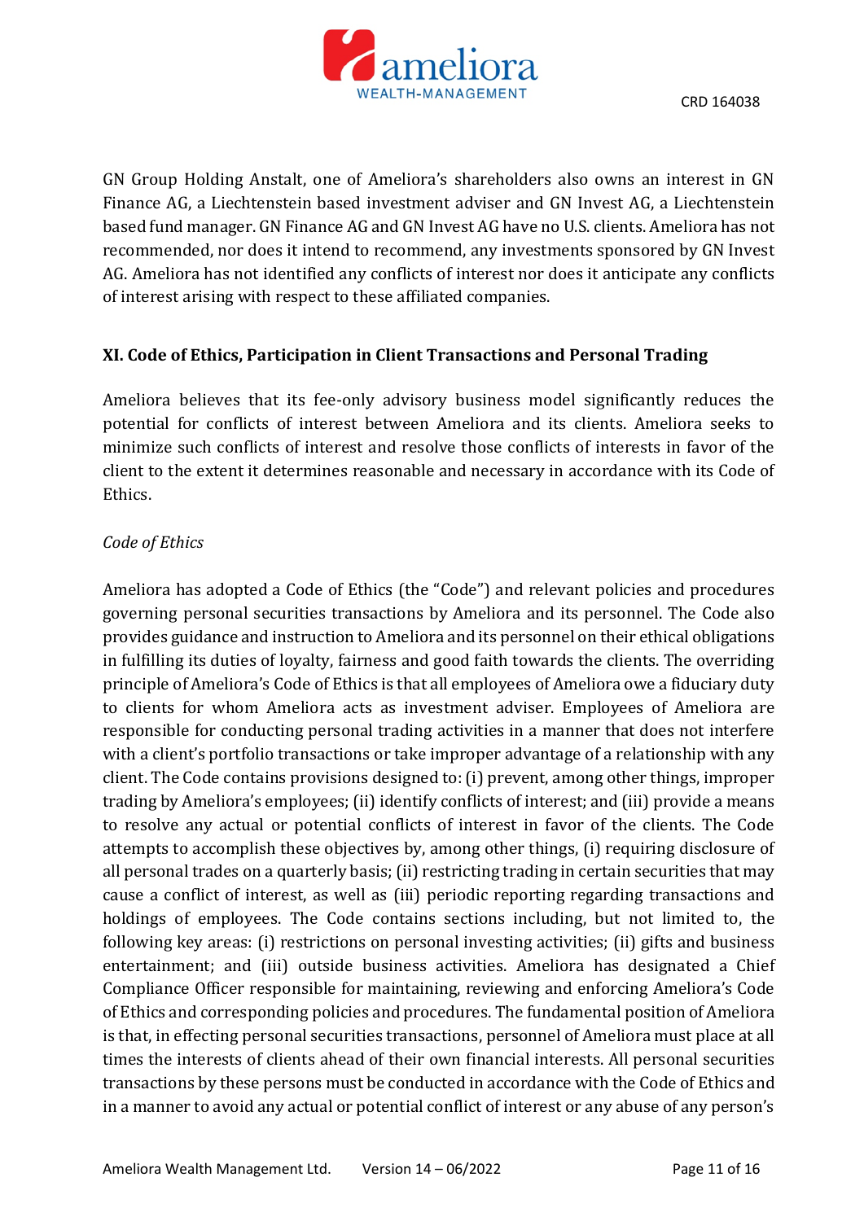GN Group Holding Anstalt, one of Ameliora's shareholders also owns an interest in GN Finance AG, a Liechtenstein based investment adviser and GN Invest AG, a Liechtenstein based fund manager. GN Finance AG and GN Invest AG have no U.S. clients. Ameliora has not recommended, nor does it intend to recommend, any investments sponsored by GN Invest AG. Ameliora has not identified any conflicts of interest nor does it anticipate any conflicts of interest arising with respect to these affiliated companies.

## XI. Code of Ethics, Participation in Client Transactions and Personal Trading

Ameliora believes that its fee-only advisory business model significantly reduces the potential for conflicts of interest between Ameliora and its clients. Ameliora seeks to minimize such conflicts of interest and resolve those conflicts of interests in favor of the client to the extent it determines reasonable and necessary in accordance with its Code of Ethics.

*Code of Ethics*

Ameliora has adopted a Code of Ethics (the "Code") and relevant policies and procedures governing personal securities transactions by Ameliora and its personnel. The Code also provides guidance and instruction to Ameliora and its personnel on their ethical obligations in fulfilling its duties of loyalty, fairness and good faith towards the clients. The overriding principle of Ameliora's Code of Ethics is that all employees of Ameliora owe a fiduciary duty to clients for whom Ameliora acts as investment adviser. Employees of Ameliora are responsible for conducting personal trading activities in a manner that does not interfere with a client's portfolio transactions or take improper advantage of a relationship with any client. The Code contains provisions designed to: (i) prevent, among other things, improper trading by Ameliora's employees; (ii) identify conflicts of interest; and (iii) provide a means to resolve any actual or potential conflicts of interest in favor of the clients. The Code attempts to accomplish these objectives by, among other things, (i) requiring disclosure of all personal trades on a quarterly basis; (ii) restricting trading in certain securities that may cause a conflict of interest, as well as (iii) periodic reporting regarding transactions and holdings of employees. The Code contains sections including, but not limited to, the following key areas: (i) restrictions on personal investing activities; (ii) gifts and business entertainment; and (iii) outside business activities. Ameliora has designated a Chief Compliance Officer responsible for maintaining, reviewing and enforcing Ameliora's Code of Ethics and corresponding policies and procedures. The fundamental position of Ameliora is that, in effecting personal securities transactions, personnel of Ameliora must place at all times the interests of clients ahead of their own financial interests. All personal securities transactions by these persons must be conducted in accordance with the Code of Ethics and in a manner to avoid any actual or potential conflict of interest or any abuse of any person's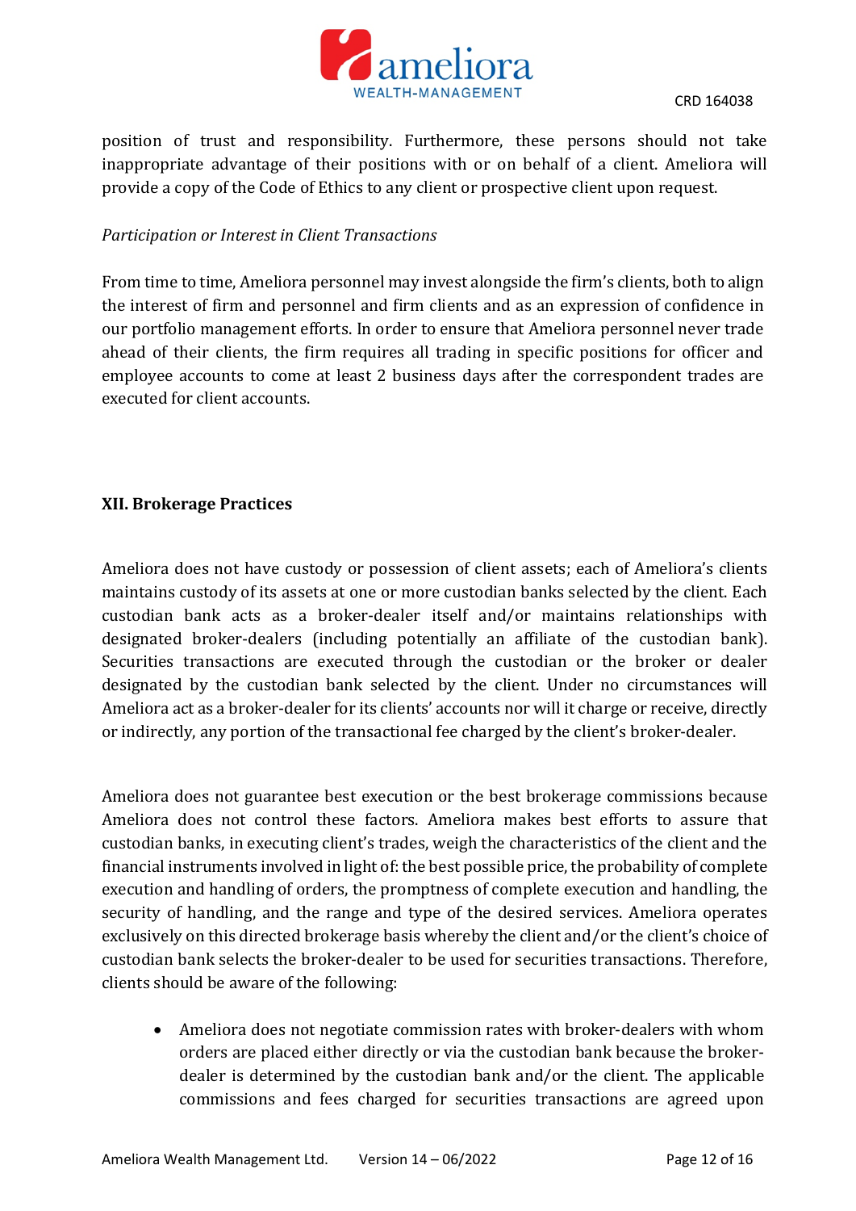position of trust and responsibility. Furthermore, these persons should not take inappropriate advantage of their positions with or on behalf of a client. Ameliora will provide a copy of the Code of Ethics to any client or prospective client upon request.

*Participation or Interest in Client Transactions*

From time to time, Ameliora personnel may invest alongside the firm's clients, both to align the interest of firm and personnel and firm clients and as an expression of confidence in our portfolio management efforts. In order to ensure that Ameliora personnel never trade ahead of their clients, the firm requires all trading in specific positions for officer and employee accounts to come at least 2 business days after the correspondent trades are executed for client accounts.

## XII. Brokerage Practices

Ameliora does not have custody or possession of client assets; each of Ameliora's clients maintains custody of its assets at one or more custodian banks selected by the client. Each custodian bank acts as a broker-dealer itself and/or maintains relationships with designated broker-dealers (including potentially an affiliate of the custodian bank). Securities transactions are executed through the custodian or the broker or dealer designated by the custodian bank selected by the client. Under no circumstances will Ameliora act as a broker-dealer for its clients' accounts nor will it charge or receive, directly or indirectly, any portion of the transactional fee charged by the client's broker-dealer.

Ameliora does not guarantee best execution or the best brokerage commissions because Ameliora does not control these factors. Ameliora makes best efforts to assure that custodian banks, in executing client's trades, weigh the characteristics of the client and the financial instruments involved in light of: the best possible price, the probability of complete execution and handling of orders, the promptness of complete execution and handling, the security of handling, and the range and type of the desired services. Ameliora operates exclusively on this directed brokerage basis whereby the client and/or the client's choice of custodian bank selects the broker-dealer to be used for securities transactions. Therefore, clients should be aware of the following:

- Ameliora does not negotiate commission rates with broker-dealers with whom orders are placed either directly or via the custodian bank because the broker-dealer is determined by the custodian bank and/or the client. The applicable commissions and fees charged for securities transactions are agreed upon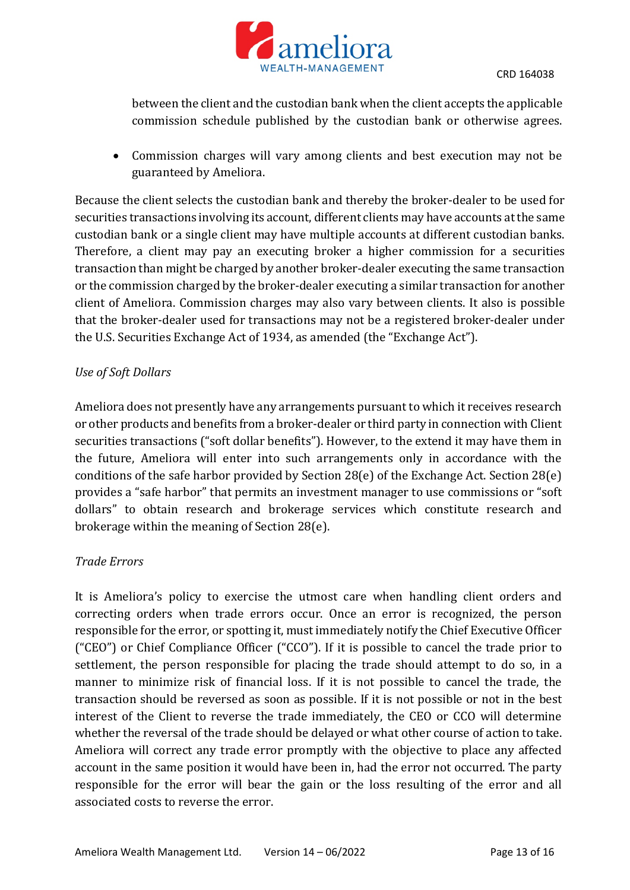between the client and the custodian bank when the client accepts the applicable commission schedule published by the custodian bank or otherwise agrees.

- Commission charges will vary among clients and best execution may not be guaranteed by Ameliora.

Because the client selects the custodian bank and thereby the broker-dealer to be used for securities transactions involving its account, different clients may have accounts at the same custodian bank or a single client may have multiple accounts at different custodian banks. Therefore, a client may pay an executing broker a higher commission for a securities transaction than might be charged by another broker-dealer executing the same transaction or the commission charged by the broker-dealer executing a similar transaction for another client of Ameliora. Commission charges may also vary between clients. It also is possible that the broker-dealer used for transactions may not be a registered broker-dealer under the U.S. Securities Exchange Act of 1934, as amended (the "Exchange Act").

*Use of Soft Dollars*

Ameliora does not presently have any arrangements pursuant to which it receives research or other products and benefits from a broker-dealer or third party in connection with Client securities transactions ("soft dollar benefits"). However, to the extend it may have them in the future, Ameliora will enter into such arrangements only in accordance with the conditions of the safe harbor provided by Section 28(e) of the Exchange Act. Section 28(e) provides a "safe harbor" that permits an investment manager to use commissions or "soft dollars" to obtain research and brokerage services which constitute research and brokerage within the meaning of Section 28(e).

*Trade Errors*

It is Ameliora's policy to exercise the utmost care when handling client orders and correcting orders when trade errors occur. Once an error is recognized, the person responsible for the error, or spotting it, must immediately notify the Chief Executive Officer ("CEO") or Chief Compliance Officer ("CCO"). If it is possible to cancel the trade prior to settlement, the person responsible for placing the trade should attempt to do so, in a manner to minimize risk of financial loss. If it is not possible to cancel the trade, the transaction should be reversed as soon as possible. If it is not possible or not in the best interest of the Client to reverse the trade immediately, the CEO or CCO will determine whether the reversal of the trade should be delayed or what other course of action to take. Ameliora will correct any trade error promptly with the objective to place any affected account in the same position it would have been in, had the error not occurred. The party responsible for the error will bear the gain or the loss resulting of the error and all associated costs to reverse the error.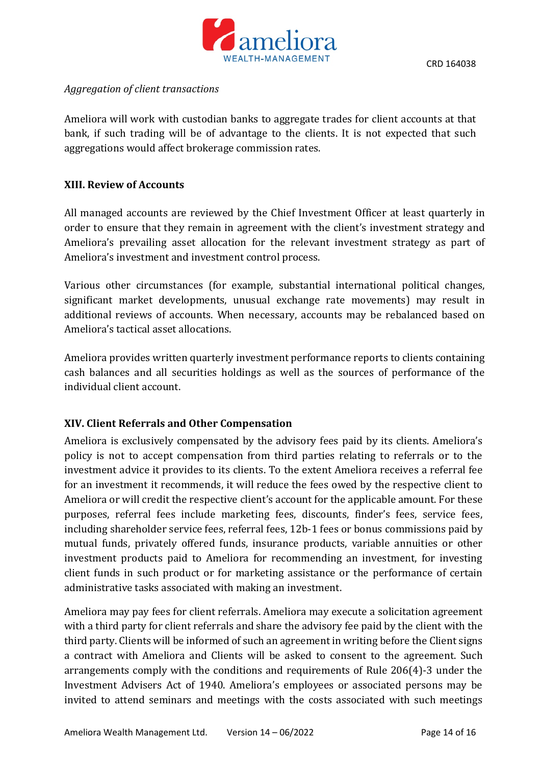*Aggregation of client transactions*

Ameliora will work with custodian banks to aggregate trades for client accounts at that bank, if such trading will be of advantage to the clients. It is not expected that such aggregations would affect brokerage commission rates.

## XIII. Review of Accounts

All managed accounts are reviewed by the Chief Investment Officer at least quarterly in order to ensure that they remain in agreement with the client's investment strategy and Ameliora's prevailing asset allocation for the relevant investment strategy as part of Ameliora's investment and investment control process.

Various other circumstances (for example, substantial international political changes, significant market developments, unusual exchange rate movements) may result in additional reviews of accounts. When necessary, accounts may be rebalanced based on Ameliora's tactical asset allocations.

Ameliora provides written quarterly investment performance reports to clients containing cash balances and all securities holdings as well as the sources of performance of the individual client account.

## XIV. Client Referrals and Other Compensation

Ameliora is exclusively compensated by the advisory fees paid by its clients. Ameliora's policy is not to accept compensation from third parties relating to referrals or to the investment advice it provides to its clients. To the extent Ameliora receives a referral fee for an investment it recommends, it will reduce the fees owed by the respective client to Ameliora or will credit the respective client's account for the applicable amount. For these purposes, referral fees include marketing fees, discounts, finder's fees, service fees, including shareholder service fees, referral fees, 12b-1 fees or bonus commissions paid by mutual funds, privately offered funds, insurance products, variable annuities or other investment products paid to Ameliora for recommending an investment, for investing client funds in such product or for marketing assistance or the performance of certain administrative tasks associated with making an investment.

Ameliora may pay fees for client referrals. Ameliora may execute a solicitation agreement with a third party for client referrals and share the advisory fee paid by the client with the third party. Clients will be informed of such an agreement in writing before the Client signs a contract with Ameliora and Clients will be asked to consent to the agreement. Such arrangements comply with the conditions and requirements of Rule 206(4)-3 under the Investment Advisers Act of 1940. Ameliora's employees or associated persons may be invited to attend seminars and meetings with the costs associated with such meetings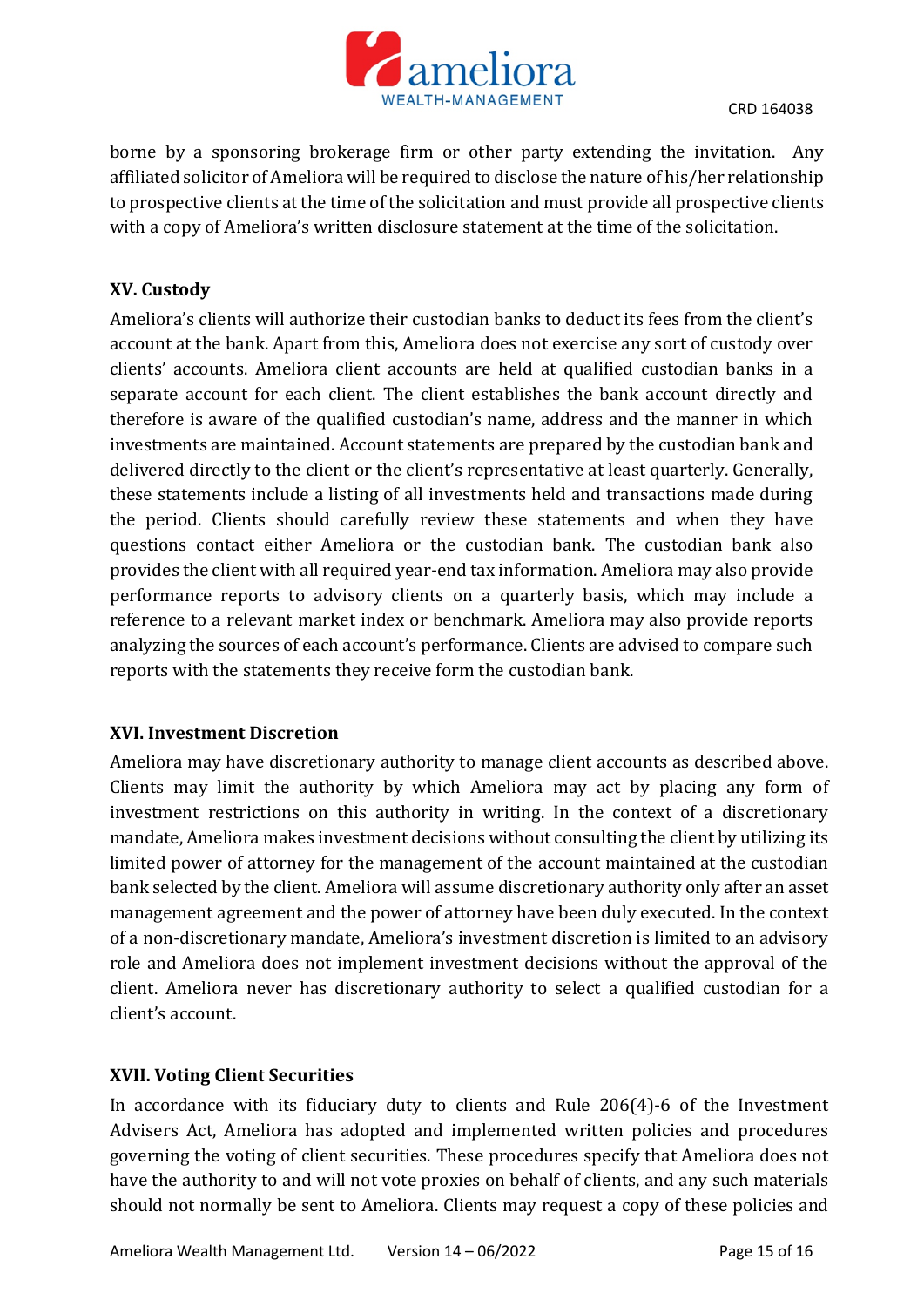borne by a sponsoring brokerage firm or other party extending the invitation. Any affiliated solicitor of Ameliora will be required to disclose the nature of his/her relationship to prospective clients at the time of the solicitation and must provide all prospective clients with a copy of Ameliora's written disclosure statement at the time of the solicitation.

## XV. Custody

Ameliora's clients will authorize their custodian banks to deduct its fees from the client's account at the bank. Apart from this, Ameliora does not exercise any sort of custody over clients' accounts. Ameliora client accounts are held at qualified custodian banks in a separate account for each client. The client establishes the bank account directly and therefore is aware of the qualified custodian's name, address and the manner in which investments are maintained. Account statements are prepared by the custodian bank and delivered directly to the client or the client's representative at least quarterly. Generally, these statements include a listing of all investments held and transactions made during the period. Clients should carefully review these statements and when they have questions contact either Ameliora or the custodian bank. The custodian bank also provides the client with all required year-end tax information. Ameliora may also provide performance reports to advisory clients on a quarterly basis, which may include a reference to a relevant market index or benchmark. Ameliora may also provide reports analyzing the sources of each account's performance. Clients are advised to compare such reports with the statements they receive form the custodian bank.

## XVI. Investment Discretion

Ameliora may have discretionary authority to manage client accounts as described above. Clients may limit the authority by which Ameliora may act by placing any form of investment restrictions on this authority in writing. In the context of a discretionary mandate, Ameliora makes investment decisions without consulting the client by utilizing its limited power of attorney for the management of the account maintained at the custodian bank selected by the client. Ameliora will assume discretionary authority only after an asset management agreement and the power of attorney have been duly executed. In the context of a non-discretionary mandate, Ameliora's investment discretion is limited to an advisory role and Ameliora does not implement investment decisions without the approval of the client. Ameliora never has discretionary authority to select a qualified custodian for a client's account.

## XVII. Voting Client Securities

In accordance with its fiduciary duty to clients and Rule 206(4)-6 of the Investment Advisers Act, Ameliora has adopted and implemented written policies and procedures governing the voting of client securities. These procedures specify that Ameliora does not have the authority to and will not vote proxies on behalf of clients, and any such materials should not normally be sent to Ameliora. Clients may request a copy of these policies and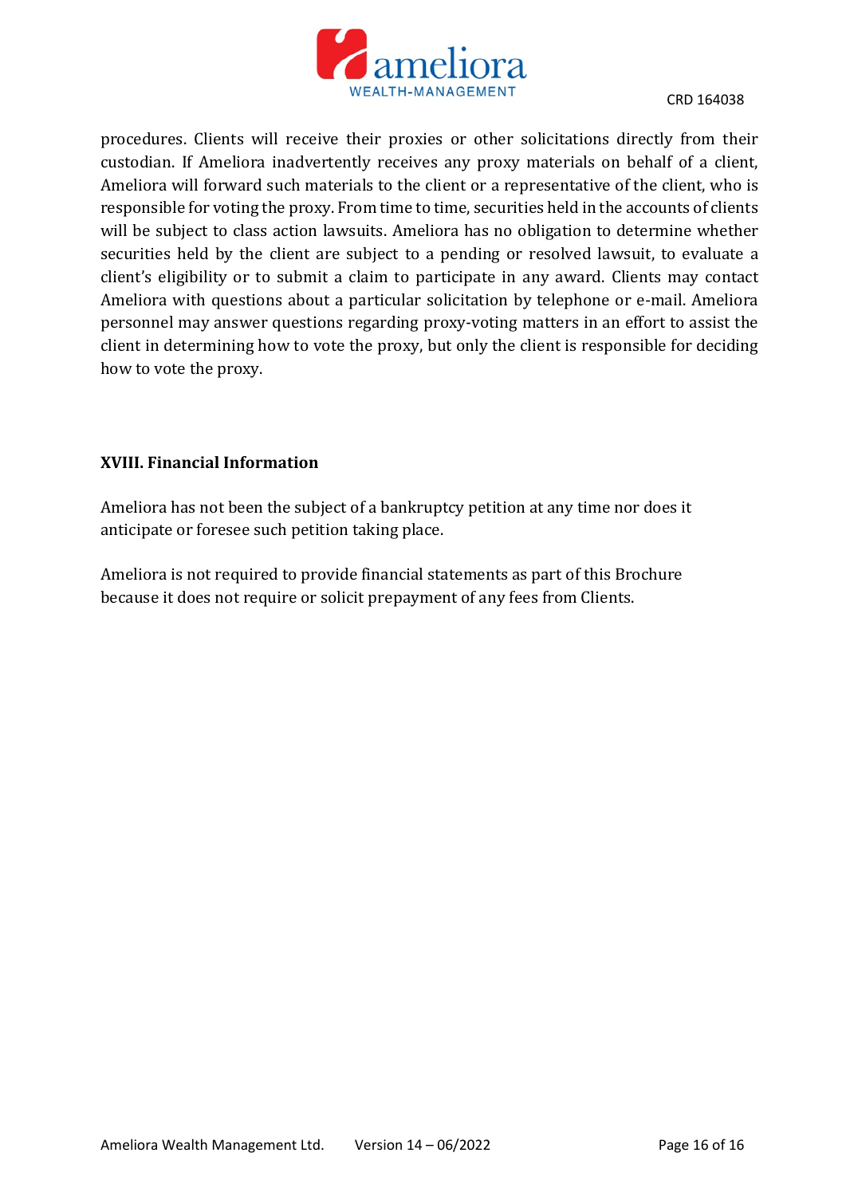procedures. Clients will receive their proxies or other solicitations directly from their custodian. If Ameliora inadvertently receives any proxy materials on behalf of a client, Ameliora will forward such materials to the client or a representative of the client, who is responsible for voting the proxy. From time to time, securities held in the accounts of clients will be subject to class action lawsuits. Ameliora has no obligation to determine whether securities held by the client are subject to a pending or resolved lawsuit, to evaluate a client's eligibility or to submit a claim to participate in any award. Clients may contact Ameliora with questions about a particular solicitation by telephone or e-mail. Ameliora personnel may answer questions regarding proxy-voting matters in an effort to assist the client in determining how to vote the proxy, but only the client is responsible for deciding how to vote the proxy.

## XVIII. Financial Information

Ameliora has not been the subject of a bankruptcy petition at any time nor does it anticipate or foresee such petition taking place.

Ameliora is not required to provide financial statements as part of this Brochure because it does not require or solicit prepayment of any fees from Clients.